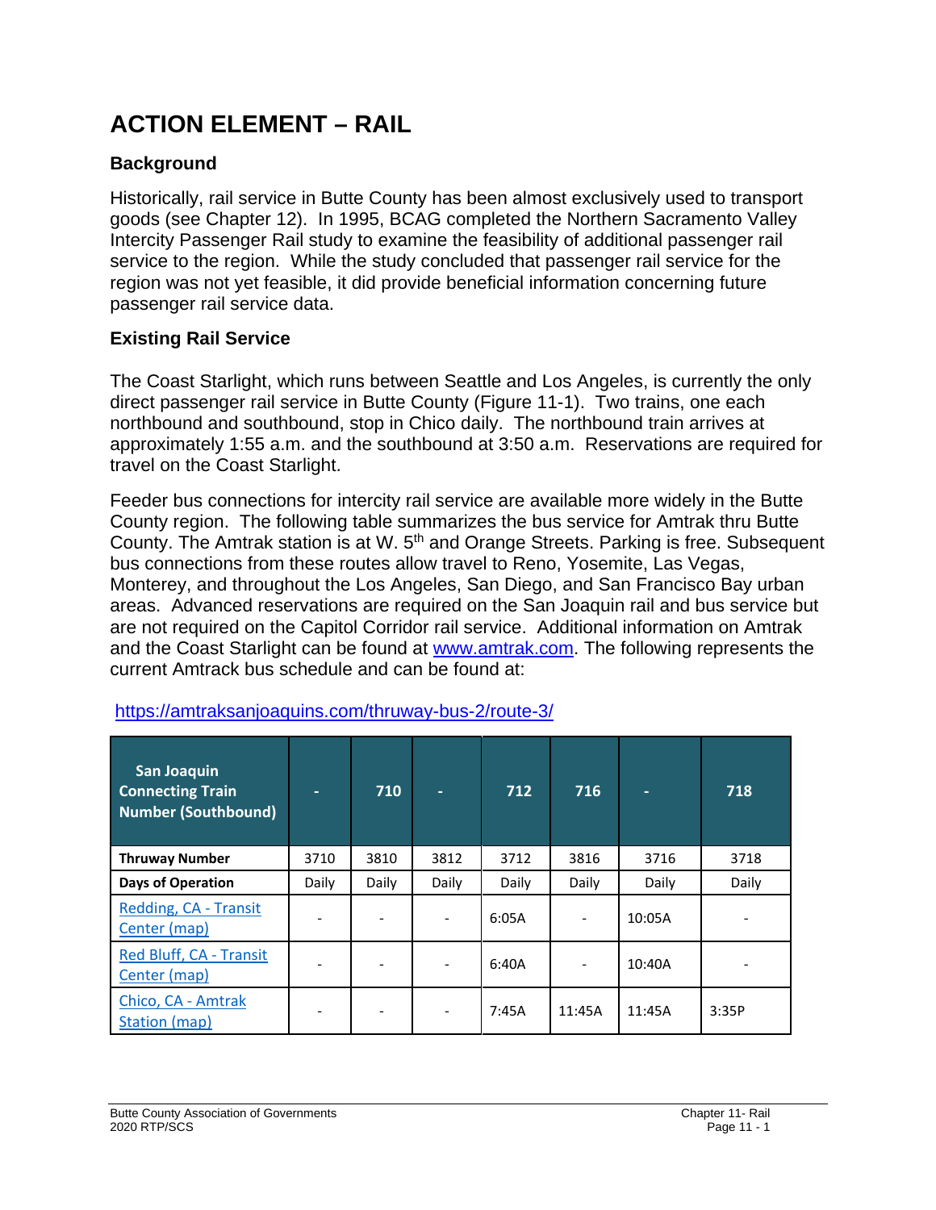# ACTION ELEMENT – RAIL

## Background

Historically, rail service in Butte County has been almost exclusively used to transport goods (see Chapter 12). In 1995, BCAG completed the Northern Sacramento Valley Intercity Passenger Rail study to examine the feasibility of additional passenger rail service to the region. While the study concluded that passenger rail service for the region was not yet feasible, it did provide beneficial information concerning future passenger rail service data.

## Existing Rail Service

The Coast Starlight, which runs between Seattle and Los Angeles, is currently the only direct passenger rail service in Butte County (Figure 11-1). Two trains, one each northbound and southbound, stop in Chico daily. The northbound train arrives at approximately 1:55 a.m. and the southbound at 3:50 a.m. Reservations are required for travel on the Coast Starlight.

Feeder bus connections for intercity rail service are available more widely in the Butte County region. The following table summarizes the bus service for Amtrak thru Butte County. The Amtrak station is at W. 5th and Orange Streets. Parking is free. Subsequent bus connections from these routes allow travel to Reno, Yosemite, Las Vegas, Monterey, and throughout the Los Angeles, San Diego, and San Francisco Bay urban areas. Advanced reservations are required on the San Joaquin rail and bus service but are not required on the Capitol Corridor rail service. Additional information on Amtrak and the Coast Starlight can be found at www.amtrak.com. The following represents the current Amtrack bus schedule and can be found at:

https://amtraksanjoaquins.com/thruway-bus-2/route-3/

| San Joaquin Connecting Train Number (Southbound) | - | 710 | - | 712 | 716 | - | 718 |
|---|---|---|---|---|---|---|---|
| **Thruway Number** | 3710 | 3810 | 3812 | 3712 | 3816 | 3716 | 3718 |
| **Days of Operation** | Daily | Daily | Daily | Daily | Daily | Daily | Daily |
| Redding, CA - Transit Center (map) | - | - | - | 6:05A | - | 10:05A | - |
| Red Bluff, CA - Transit Center (map) | - | - | - | 6:40A | - | 10:40A | - |
| Chico, CA - Amtrak Station (map) | - | - | - | 7:45A | 11:45A | 11:45A | 3:35P |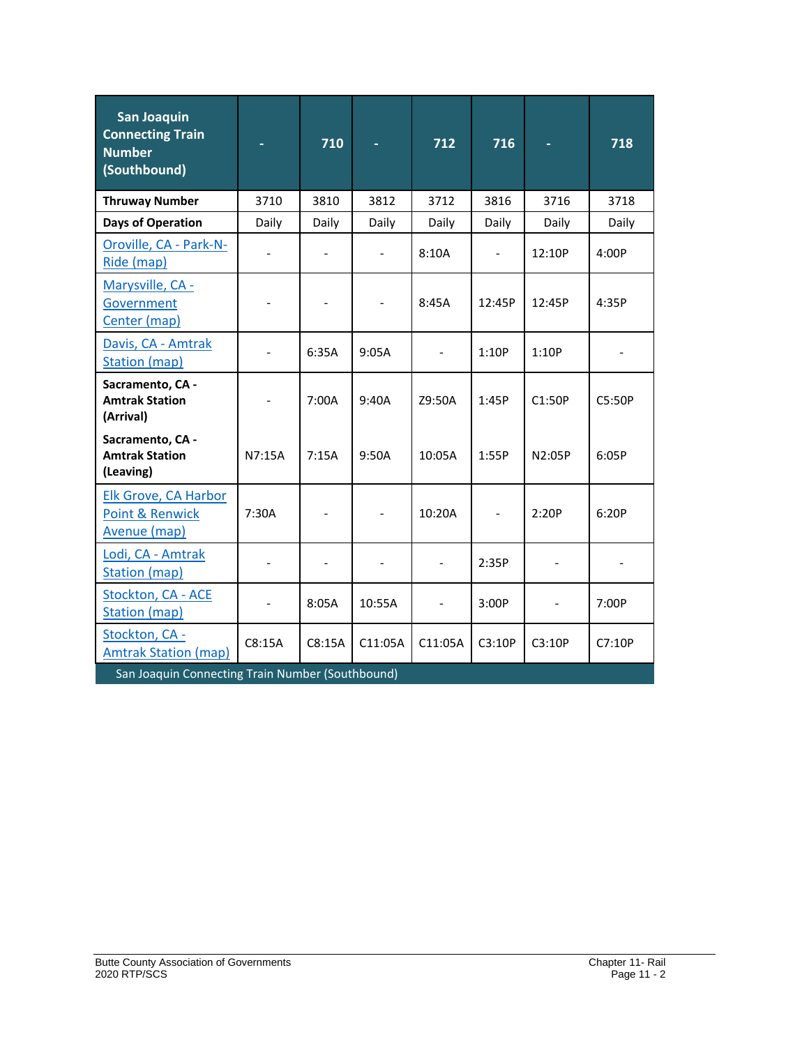| San Joaquin Connecting Train Number (Southbound) | - | 710 | - | 712 | 716 | - | 718 |
|---|---|---|---|---|---|---|---|
| **Thruway Number** | 3710 | 3810 | 3812 | 3712 | 3816 | 3716 | 3718 |
| **Days of Operation** | Daily | Daily | Daily | Daily | Daily | Daily | Daily |
| Oroville, CA - Park-N-Ride (map) | - | - | - | 8:10A | - | 12:10P | 4:00P |
| Marysville, CA - Government Center (map) | - | - | - | 8:45A | 12:45P | 12:45P | 4:35P |
| Davis, CA - Amtrak Station (map) | - | 6:35A | 9:05A | - | 1:10P | 1:10P | - |
| **Sacramento, CA - Amtrak Station (Arrival)** | - | 7:00A | 9:40A | Z9:50A | 1:45P | C1:50P | C5:50P |
| **Sacramento, CA - Amtrak Station (Leaving)** | N7:15A | 7:15A | 9:50A | 10:05A | 1:55P | N2:05P | 6:05P |
| Elk Grove, CA Harbor Point & Renwick Avenue (map) | 7:30A | - | - | 10:20A | - | 2:20P | 6:20P |
| Lodi, CA - Amtrak Station (map) | - | - | - | - | 2:35P | - | - |
| Stockton, CA - ACE Station (map) | - | 8:05A | 10:55A | - | 3:00P | - | 7:00P |
| Stockton, CA - Amtrak Station (map) | C8:15A | C8:15A | C11:05A | C11:05A | C3:10P | C3:10P | C7:10P |

San Joaquin Connecting Train Number (Southbound)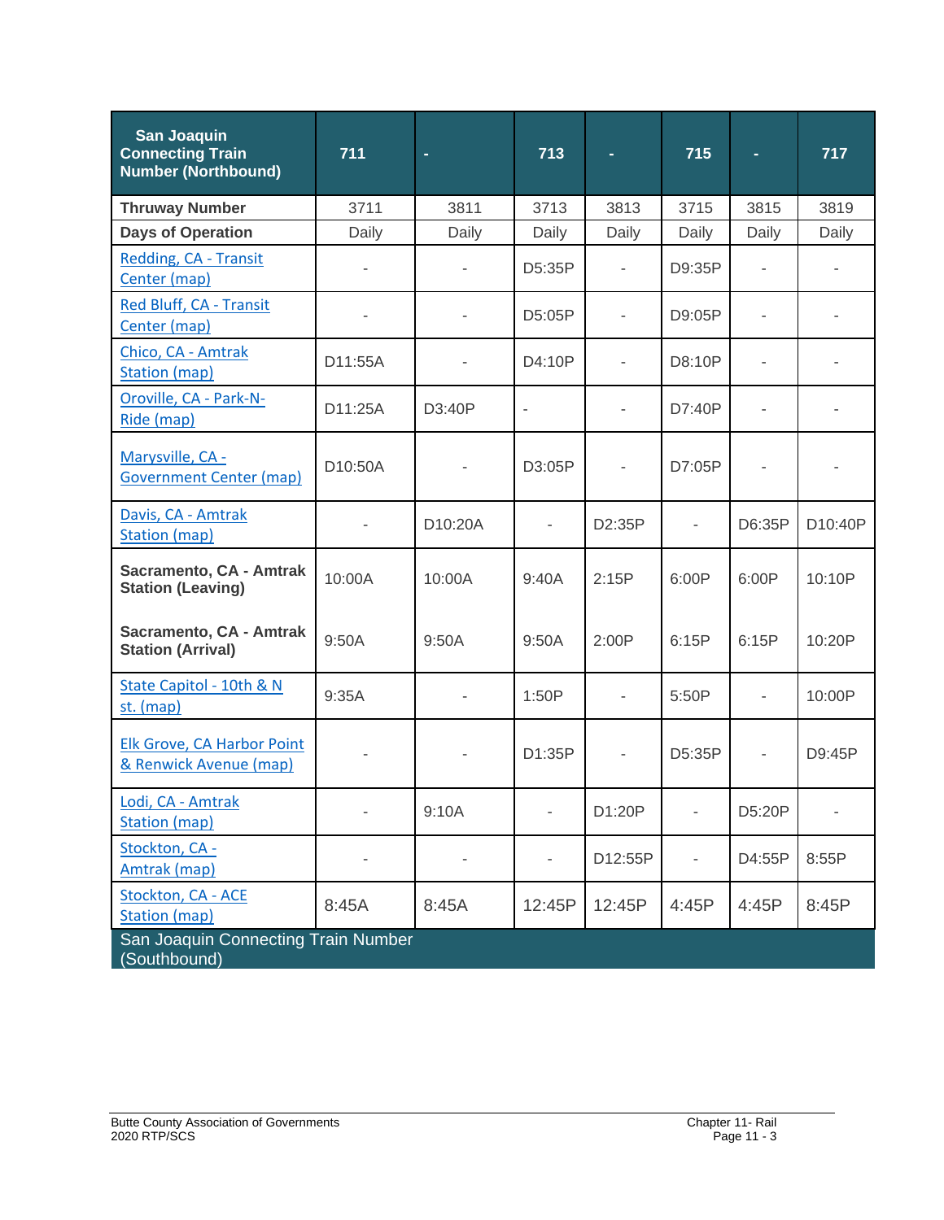| San Joaquin Connecting Train Number (Northbound) | 711 | - | 713 | - | 715 | - | 717 |
|---|---|---|---|---|---|---|---|
| **Thruway Number** | 3711 | 3811 | 3713 | 3813 | 3715 | 3815 | 3819 |
| **Days of Operation** | Daily | Daily | Daily | Daily | Daily | Daily | Daily |
| Redding, CA - Transit Center (map) | - | - | D5:35P | - | D9:35P | - | - |
| Red Bluff, CA - Transit Center (map) | - | - | D5:05P | - | D9:05P | - | - |
| Chico, CA - Amtrak Station (map) | D11:55A | - | D4:10P | - | D8:10P | - | - |
| Oroville, CA - Park-N-Ride (map) | D11:25A | D3:40P | - | - | D7:40P | - | - |
| Marysville, CA - Government Center (map) | D10:50A | - | D3:05P | - | D7:05P | - | - |
| Davis, CA - Amtrak Station (map) | - | D10:20A | - | D2:35P | - | D6:35P | D10:40P |
| **Sacramento, CA - Amtrak Station (Leaving)** | 10:00A | 10:00A | 9:40A | 2:15P | 6:00P | 6:00P | 10:10P |
| **Sacramento, CA - Amtrak Station (Arrival)** | 9:50A | 9:50A | 9:50A | 2:00P | 6:15P | 6:15P | 10:20P |
| State Capitol - 10th & N st. (map) | 9:35A | - | 1:50P | - | 5:50P | - | 10:00P |
| Elk Grove, CA Harbor Point & Renwick Avenue (map) | - | - | D1:35P | - | D5:35P | - | D9:45P |
| Lodi, CA - Amtrak Station (map) | - | 9:10A | - | D1:20P | - | D5:20P | - |
| Stockton, CA - Amtrak (map) | - | - | - | D12:55P | - | D4:55P | 8:55P |
| Stockton, CA - ACE Station (map) | 8:45A | 8:45A | 12:45P | 12:45P | 4:45P | 4:45P | 8:45P |

San Joaquin Connecting Train Number (Southbound)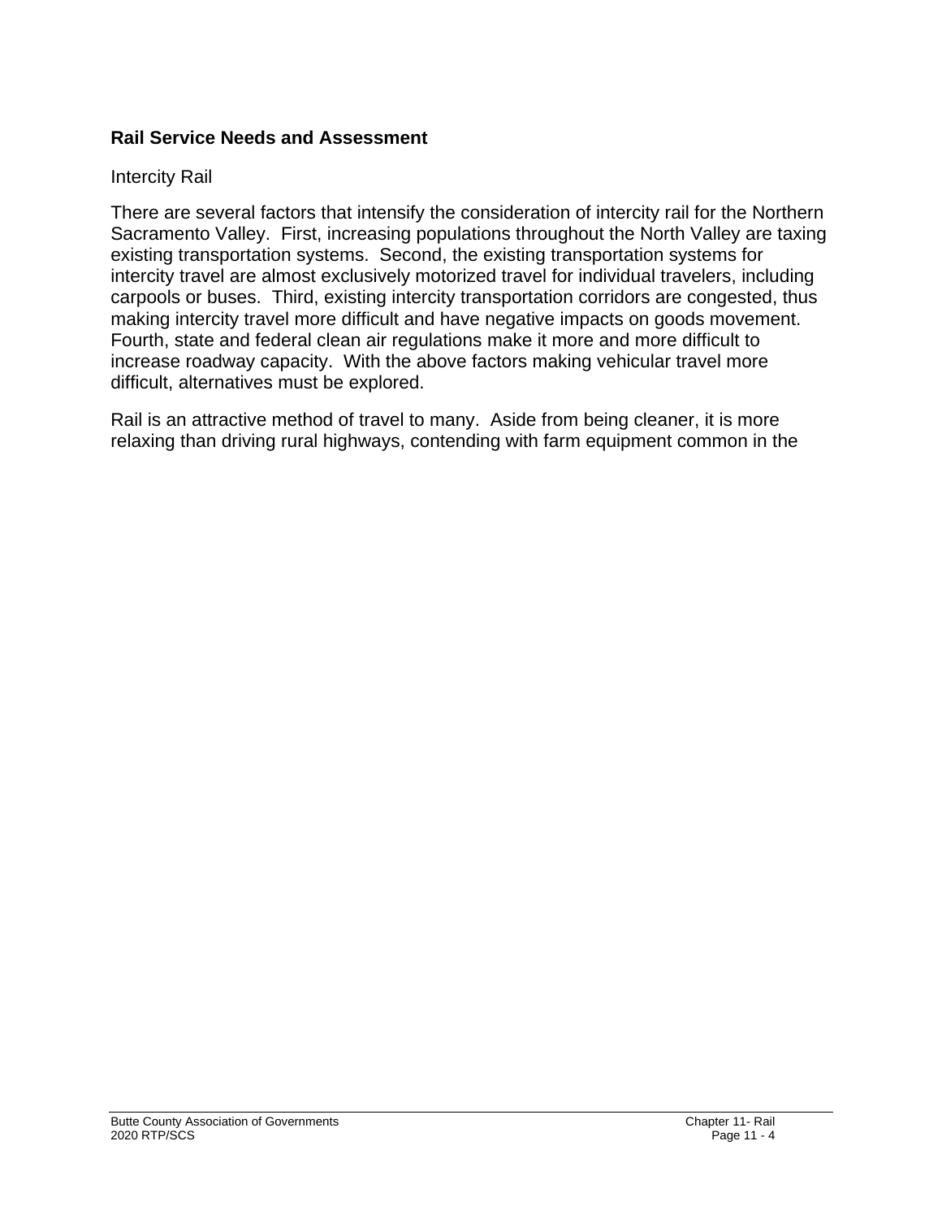### Rail Service Needs and Assessment

Intercity Rail

There are several factors that intensify the consideration of intercity rail for the Northern Sacramento Valley. First, increasing populations throughout the North Valley are taxing existing transportation systems. Second, the existing transportation systems for intercity travel are almost exclusively motorized travel for individual travelers, including carpools or buses. Third, existing intercity transportation corridors are congested, thus making intercity travel more difficult and have negative impacts on goods movement. Fourth, state and federal clean air regulations make it more and more difficult to increase roadway capacity. With the above factors making vehicular travel more difficult, alternatives must be explored.

Rail is an attractive method of travel to many. Aside from being cleaner, it is more relaxing than driving rural highways, contending with farm equipment common in the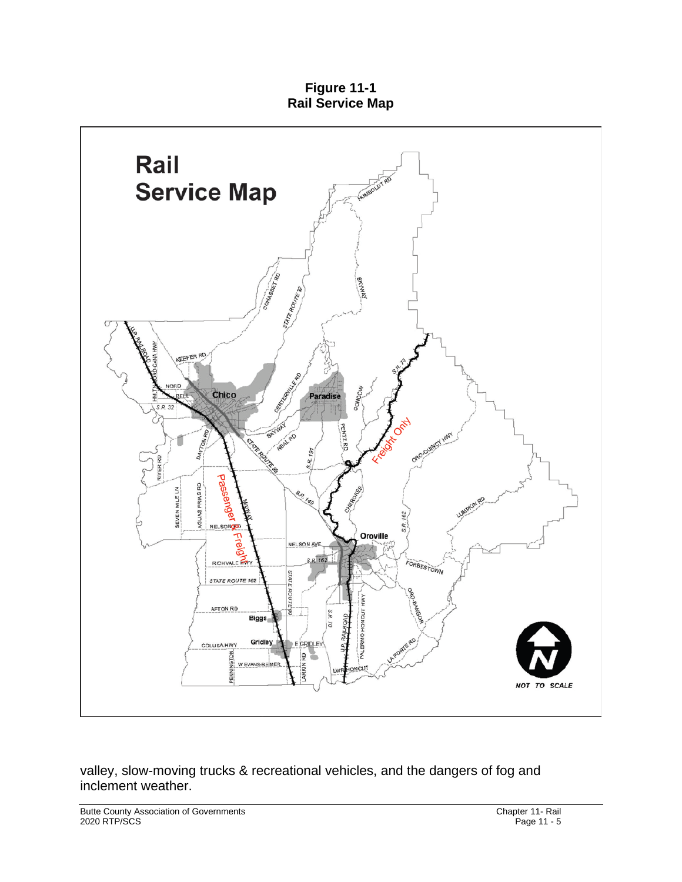**Figure 11-1**
**Rail Service Map**

valley, slow-moving trucks & recreational vehicles, and the dangers of fog and inclement weather.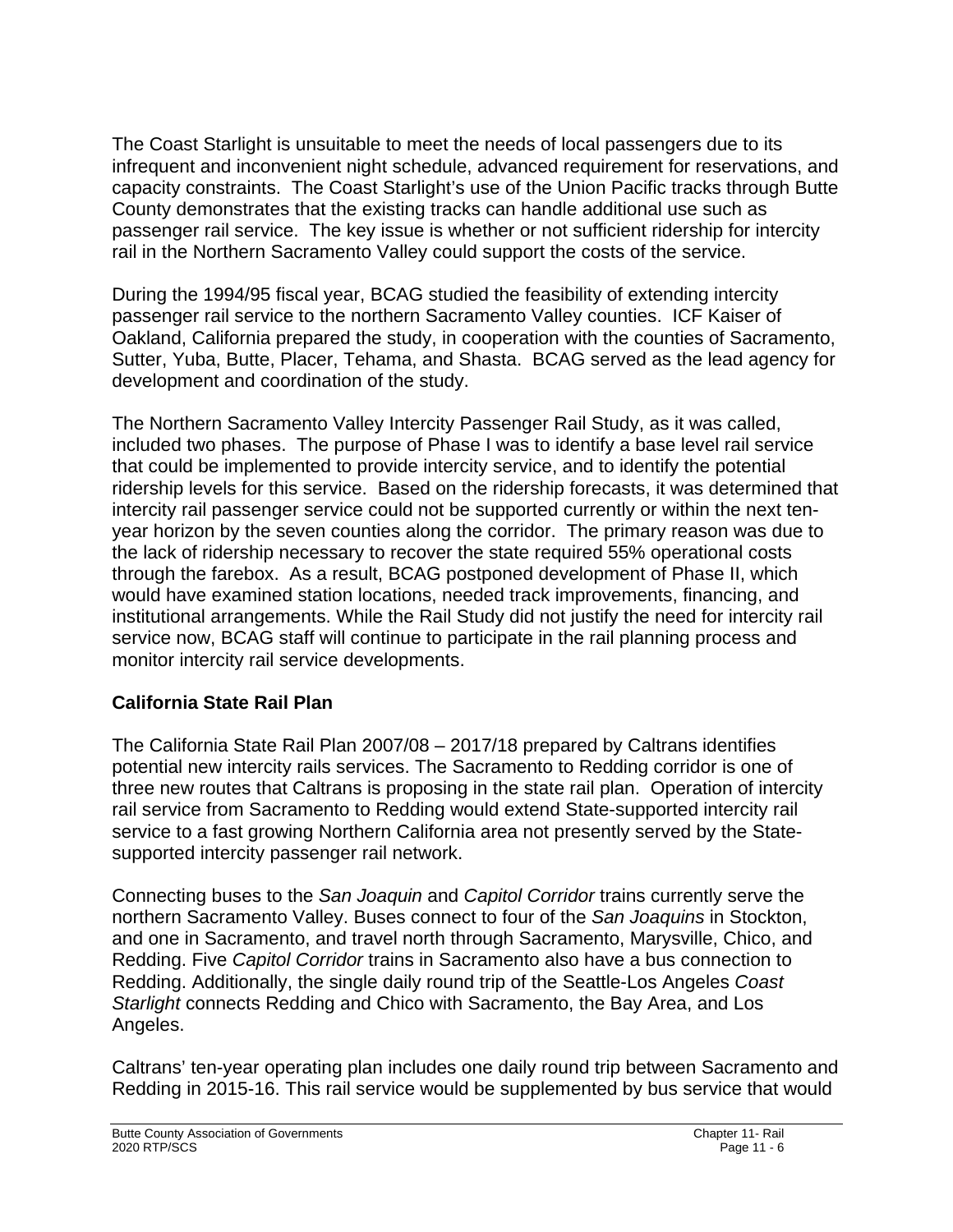The Coast Starlight is unsuitable to meet the needs of local passengers due to its infrequent and inconvenient night schedule, advanced requirement for reservations, and capacity constraints. The Coast Starlight's use of the Union Pacific tracks through Butte County demonstrates that the existing tracks can handle additional use such as passenger rail service. The key issue is whether or not sufficient ridership for intercity rail in the Northern Sacramento Valley could support the costs of the service.

During the 1994/95 fiscal year, BCAG studied the feasibility of extending intercity passenger rail service to the northern Sacramento Valley counties. ICF Kaiser of Oakland, California prepared the study, in cooperation with the counties of Sacramento, Sutter, Yuba, Butte, Placer, Tehama, and Shasta. BCAG served as the lead agency for development and coordination of the study.

The Northern Sacramento Valley Intercity Passenger Rail Study, as it was called, included two phases. The purpose of Phase I was to identify a base level rail service that could be implemented to provide intercity service, and to identify the potential ridership levels for this service. Based on the ridership forecasts, it was determined that intercity rail passenger service could not be supported currently or within the next ten-year horizon by the seven counties along the corridor. The primary reason was due to the lack of ridership necessary to recover the state required 55% operational costs through the farebox. As a result, BCAG postponed development of Phase II, which would have examined station locations, needed track improvements, financing, and institutional arrangements. While the Rail Study did not justify the need for intercity rail service now, BCAG staff will continue to participate in the rail planning process and monitor intercity rail service developments.

### California State Rail Plan

The California State Rail Plan 2007/08 – 2017/18 prepared by Caltrans identifies potential new intercity rails services. The Sacramento to Redding corridor is one of three new routes that Caltrans is proposing in the state rail plan. Operation of intercity rail service from Sacramento to Redding would extend State-supported intercity rail service to a fast growing Northern California area not presently served by the State-supported intercity passenger rail network.

Connecting buses to the *San Joaquin* and *Capitol Corridor* trains currently serve the northern Sacramento Valley. Buses connect to four of the *San Joaquins* in Stockton, and one in Sacramento, and travel north through Sacramento, Marysville, Chico, and Redding. Five *Capitol Corridor* trains in Sacramento also have a bus connection to Redding. Additionally, the single daily round trip of the Seattle-Los Angeles *Coast Starlight* connects Redding and Chico with Sacramento, the Bay Area, and Los Angeles.

Caltrans' ten-year operating plan includes one daily round trip between Sacramento and Redding in 2015-16. This rail service would be supplemented by bus service that would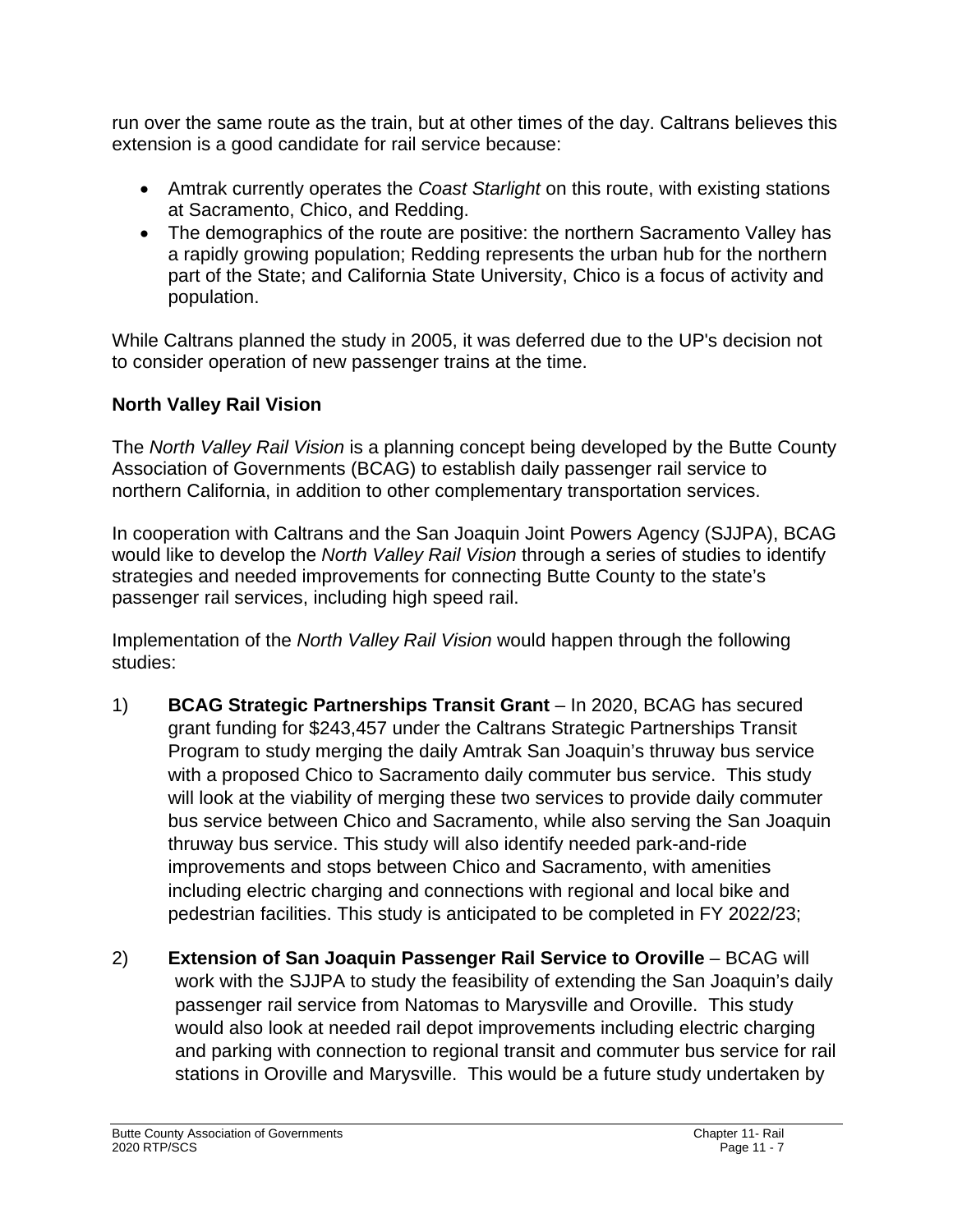run over the same route as the train, but at other times of the day. Caltrans believes this extension is a good candidate for rail service because:

- Amtrak currently operates the *Coast Starlight* on this route, with existing stations at Sacramento, Chico, and Redding.
- The demographics of the route are positive: the northern Sacramento Valley has a rapidly growing population; Redding represents the urban hub for the northern part of the State; and California State University, Chico is a focus of activity and population.

While Caltrans planned the study in 2005, it was deferred due to the UP's decision not to consider operation of new passenger trains at the time.

**North Valley Rail Vision**

The *North Valley Rail Vision* is a planning concept being developed by the Butte County Association of Governments (BCAG) to establish daily passenger rail service to northern California, in addition to other complementary transportation services.

In cooperation with Caltrans and the San Joaquin Joint Powers Agency (SJJPA), BCAG would like to develop the *North Valley Rail Vision* through a series of studies to identify strategies and needed improvements for connecting Butte County to the state's passenger rail services, including high speed rail.

Implementation of the *North Valley Rail Vision* would happen through the following studies:

1) **BCAG Strategic Partnerships Transit Grant** – In 2020, BCAG has secured grant funding for $243,457 under the Caltrans Strategic Partnerships Transit Program to study merging the daily Amtrak San Joaquin's thruway bus service with a proposed Chico to Sacramento daily commuter bus service. This study will look at the viability of merging these two services to provide daily commuter bus service between Chico and Sacramento, while also serving the San Joaquin thruway bus service. This study will also identify needed park-and-ride improvements and stops between Chico and Sacramento, with amenities including electric charging and connections with regional and local bike and pedestrian facilities. This study is anticipated to be completed in FY 2022/23;

2) **Extension of San Joaquin Passenger Rail Service to Oroville** – BCAG will work with the SJJPA to study the feasibility of extending the San Joaquin's daily passenger rail service from Natomas to Marysville and Oroville. This study would also look at needed rail depot improvements including electric charging and parking with connection to regional transit and commuter bus service for rail stations in Oroville and Marysville. This would be a future study undertaken by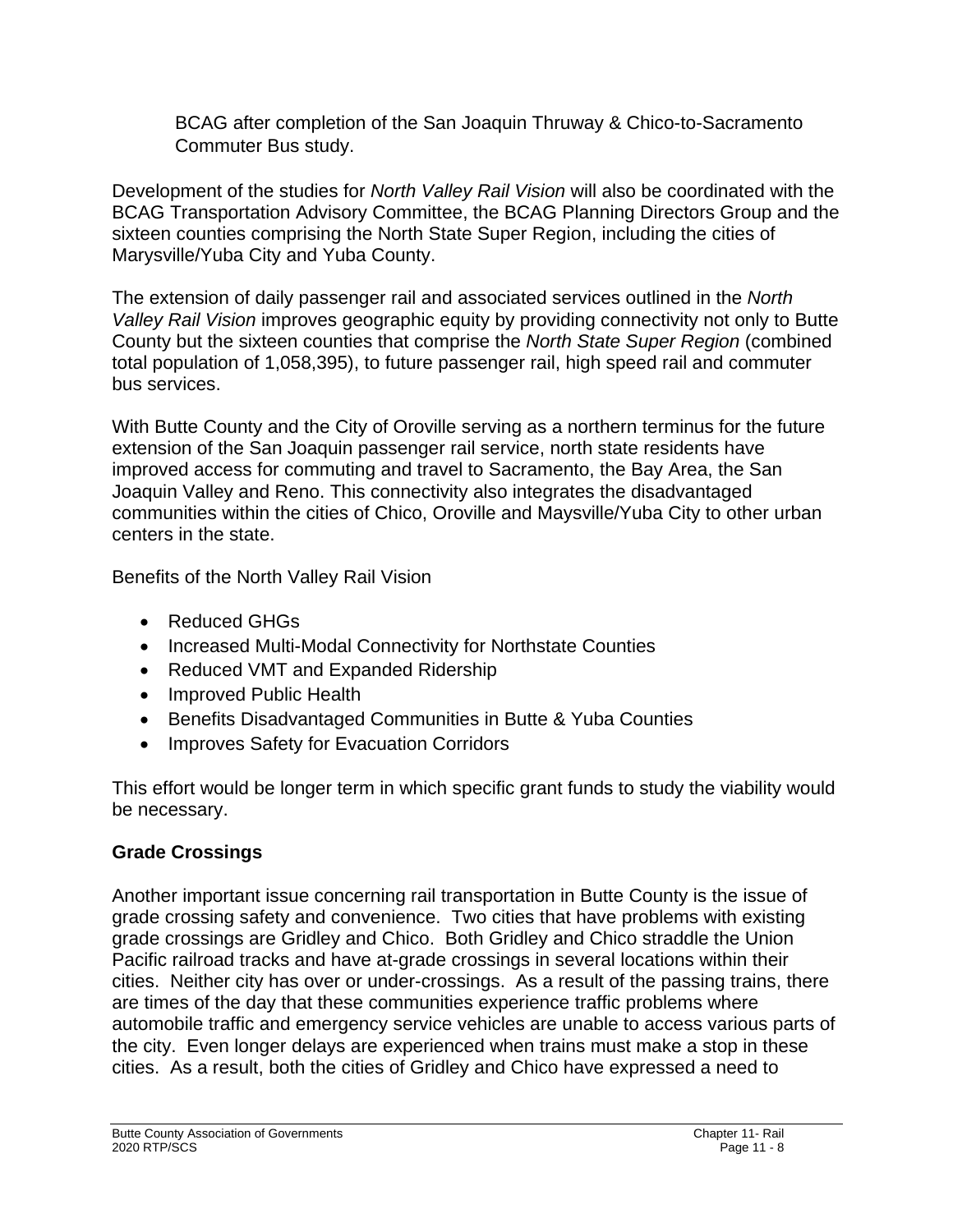BCAG after completion of the San Joaquin Thruway & Chico-to-Sacramento Commuter Bus study.

Development of the studies for *North Valley Rail Vision* will also be coordinated with the BCAG Transportation Advisory Committee, the BCAG Planning Directors Group and the sixteen counties comprising the North State Super Region, including the cities of Marysville/Yuba City and Yuba County.

The extension of daily passenger rail and associated services outlined in the *North Valley Rail Vision* improves geographic equity by providing connectivity not only to Butte County but the sixteen counties that comprise the *North State Super Region* (combined total population of 1,058,395), to future passenger rail, high speed rail and commuter bus services.

With Butte County and the City of Oroville serving as a northern terminus for the future extension of the San Joaquin passenger rail service, north state residents have improved access for commuting and travel to Sacramento, the Bay Area, the San Joaquin Valley and Reno. This connectivity also integrates the disadvantaged communities within the cities of Chico, Oroville and Maysville/Yuba City to other urban centers in the state.

Benefits of the North Valley Rail Vision

- Reduced GHGs
- Increased Multi-Modal Connectivity for Northstate Counties
- Reduced VMT and Expanded Ridership
- Improved Public Health
- Benefits Disadvantaged Communities in Butte & Yuba Counties
- Improves Safety for Evacuation Corridors

This effort would be longer term in which specific grant funds to study the viability would be necessary.

## Grade Crossings

Another important issue concerning rail transportation in Butte County is the issue of grade crossing safety and convenience. Two cities that have problems with existing grade crossings are Gridley and Chico. Both Gridley and Chico straddle the Union Pacific railroad tracks and have at-grade crossings in several locations within their cities. Neither city has over or under-crossings. As a result of the passing trains, there are times of the day that these communities experience traffic problems where automobile traffic and emergency service vehicles are unable to access various parts of the city. Even longer delays are experienced when trains must make a stop in these cities. As a result, both the cities of Gridley and Chico have expressed a need to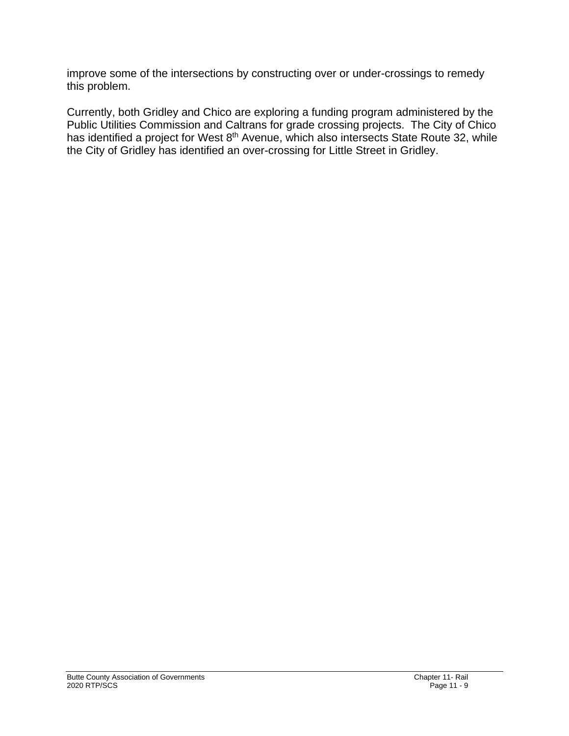improve some of the intersections by constructing over or under-crossings to remedy this problem.

Currently, both Gridley and Chico are exploring a funding program administered by the Public Utilities Commission and Caltrans for grade crossing projects. The City of Chico has identified a project for West 8th Avenue, which also intersects State Route 32, while the City of Gridley has identified an over-crossing for Little Street in Gridley.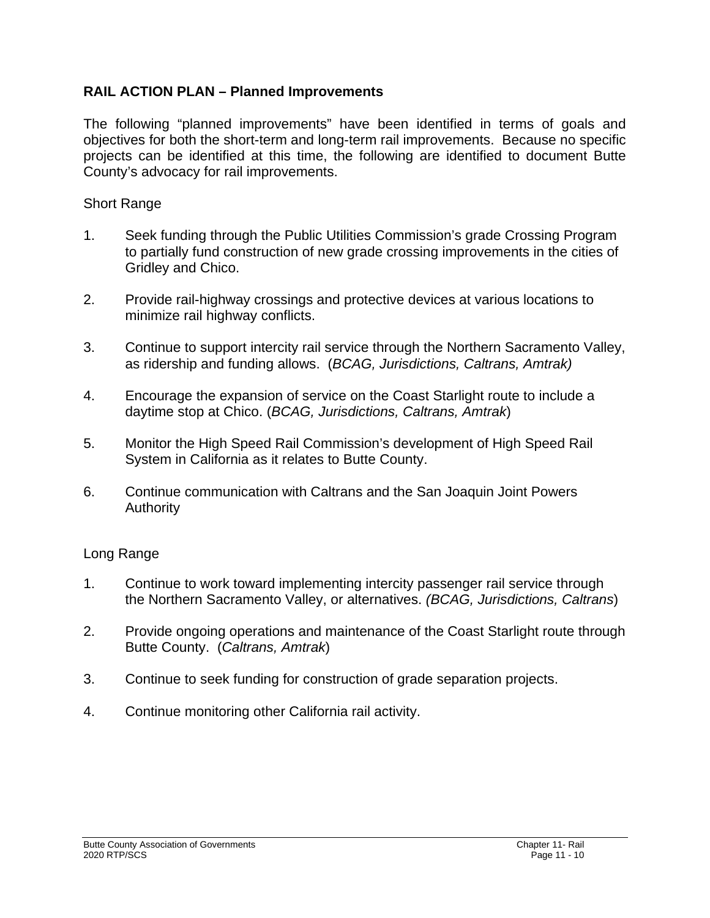**RAIL ACTION PLAN – Planned Improvements**

The following "planned improvements" have been identified in terms of goals and objectives for both the short-term and long-term rail improvements. Because no specific projects can be identified at this time, the following are identified to document Butte County's advocacy for rail improvements.

Short Range

1. Seek funding through the Public Utilities Commission's grade Crossing Program to partially fund construction of new grade crossing improvements in the cities of Gridley and Chico.

2. Provide rail-highway crossings and protective devices at various locations to minimize rail highway conflicts.

3. Continue to support intercity rail service through the Northern Sacramento Valley, as ridership and funding allows. (*BCAG, Jurisdictions, Caltrans, Amtrak)*

4. Encourage the expansion of service on the Coast Starlight route to include a daytime stop at Chico. (*BCAG, Jurisdictions, Caltrans, Amtrak*)

5. Monitor the High Speed Rail Commission's development of High Speed Rail System in California as it relates to Butte County.

6. Continue communication with Caltrans and the San Joaquin Joint Powers Authority

Long Range

1. Continue to work toward implementing intercity passenger rail service through the Northern Sacramento Valley, or alternatives. *(BCAG, Jurisdictions, Caltrans*)

2. Provide ongoing operations and maintenance of the Coast Starlight route through Butte County. (*Caltrans, Amtrak*)

3. Continue to seek funding for construction of grade separation projects.

4. Continue monitoring other California rail activity.